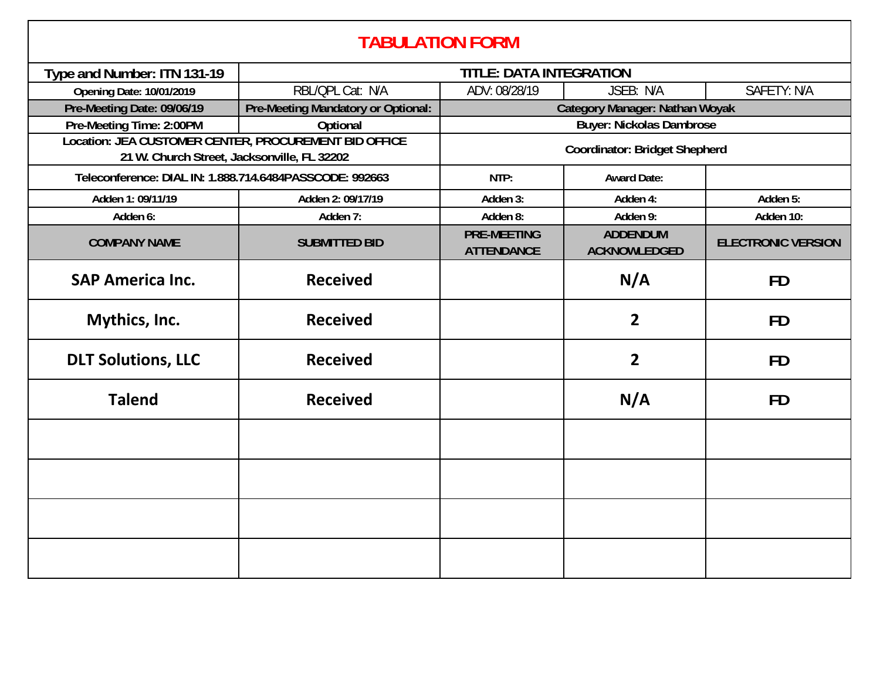# TABULATION FORM

| Type and Number: ITN 131-19 | TITLE: DATA INTEGRATION | | | |
|---|---|---|---|---|
| Opening Date: 10/01/2019 | RBL/QPL Cat: N/A | ADV: 08/28/19 | JSEB: N/A | SAFETY: N/A |
| Pre-Meeting Date: 09/06/19 | Pre-Meeting Mandatory or Optional: | Category Manager: Nathan Woyak | | |
| Pre-Meeting Time: 2:00PM | Optional | Buyer: Nickolas Dambrose | | |
| Location: JEA CUSTOMER CENTER, PROCUREMENT BID OFFICE 21 W. Church Street, Jacksonville, FL 32202 | | Coordinator: Bridget Shepherd | | |
| Teleconference: DIAL IN: 1.888.714.6484PASSCODE: 992663 | | NTP: | Award Date: | |
| Adden 1: 09/11/19 | Adden 2: 09/17/19 | Adden 3: | Adden 4: | Adden 5: |
| Adden 6: | Adden 7: | Adden 8: | Adden 9: | Adden 10: |
| **COMPANY NAME** | **SUBMITTED BID** | **PRE-MEETING ATTENDANCE** | **ADDENDUM ACKNOWLEDGED** | **ELECTRONIC VERSION** |
| SAP America Inc. | Received | | N/A | FD |
| Mythics, Inc. | Received | | 2 | FD |
| DLT Solutions, LLC | Received | | 2 | FD |
| Talend | Received | | N/A | FD |
| | | | | |
| | | | | |
| | | | | |
| | | | | |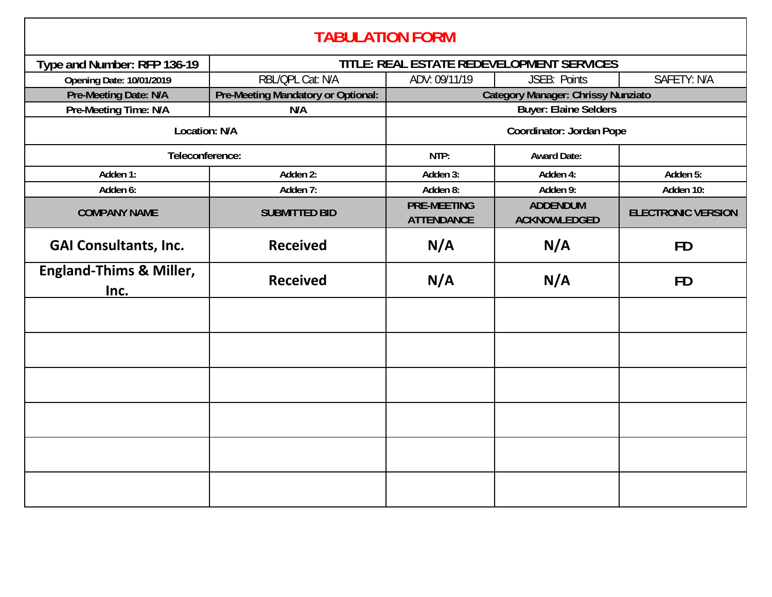# TABULATION FORM

| Type and Number: RFP 136-19 | TITLE: REAL ESTATE REDEVELOPMENT SERVICES | | | |
|---|---|---|---|---|
| Opening Date: 10/01/2019 | RBL/QPL Cat: N/A | ADV: 09/11/19 | JSEB: Points | SAFETY: N/A |
| Pre-Meeting Date: N/A | Pre-Meeting Mandatory or Optional: | Category Manager: Chrissy Nunziato | | |
| Pre-Meeting Time: N/A | N/A | Buyer: Elaine Selders | | |
| Location: N/A | | Coordinator: Jordan Pope | | |
| Teleconference: | | NTP: | Award Date: | |
| Adden 1: | Adden 2: | Adden 3: | Adden 4: | Adden 5: |
| Adden 6: | Adden 7: | Adden 8: | Adden 9: | Adden 10: |
| **COMPANY NAME** | **SUBMITTED BID** | **PRE-MEETING ATTENDANCE** | **ADDENDUM ACKNOWLEDGED** | **ELECTRONIC VERSION** |
| GAI Consultants, Inc. | Received | N/A | N/A | FD |
| England-Thims & Miller, Inc. | Received | N/A | N/A | FD |
| | | | | |
| | | | | |
| | | | | |
| | | | | |
| | | | | |
| | | | | |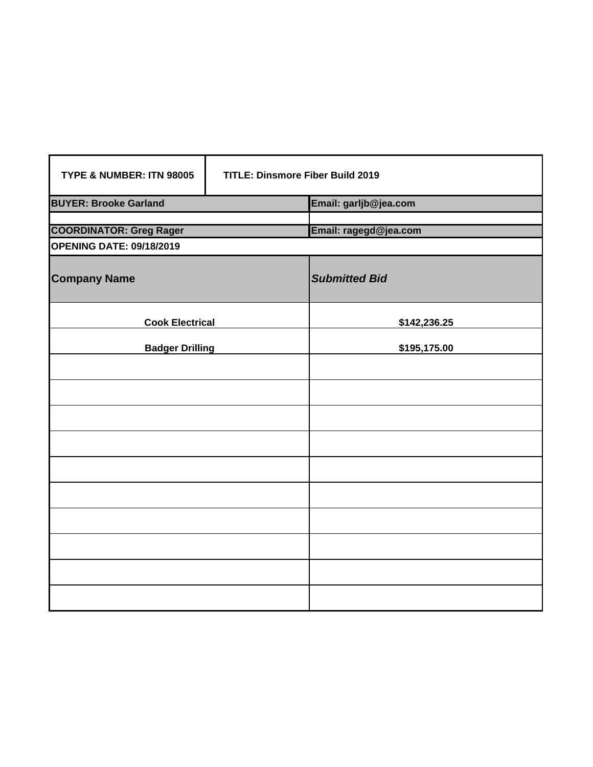| | |
|---|---|
| **TYPE & NUMBER: ITN 98005** | **TITLE: Dinsmore Fiber Build 2019** |
| **BUYER: Brooke Garland** | **Email: garljb@jea.com** |
| | |
| **COORDINATOR: Greg Rager** | **Email: ragegd@jea.com** |
| **OPENING DATE: 09/18/2019** | |
| **Company Name** | ***Submitted Bid*** |
| **Cook Electrical** | **$142,236.25** |
| **Badger Drilling** | **$195,175.00** |
| | |
| | |
| | |
| | |
| | |
| | |
| | |
| | |
| | |
| | |